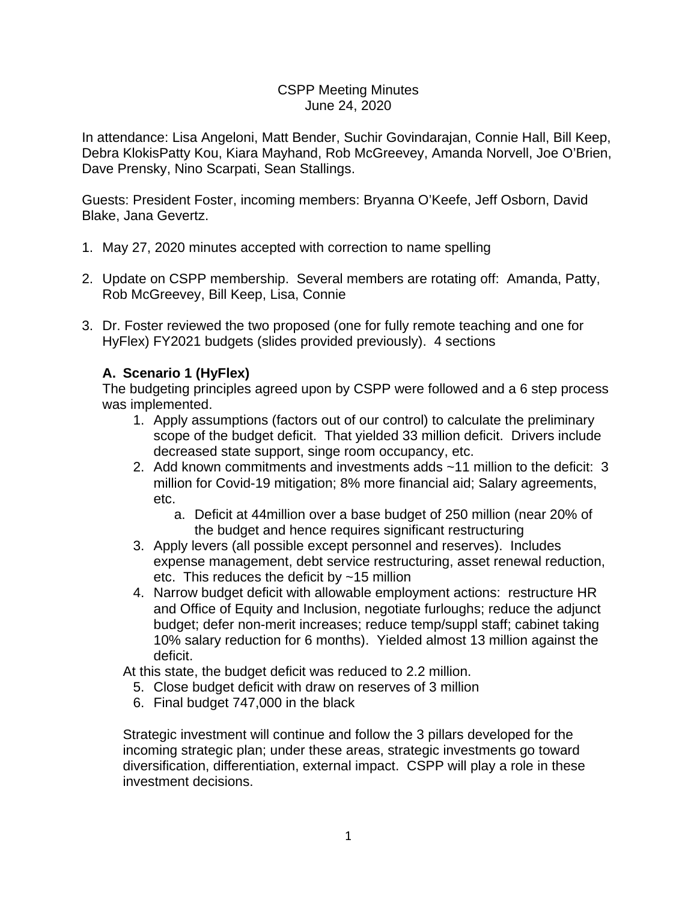CSPP Meeting Minutes
June 24, 2020

In attendance: Lisa Angeloni, Matt Bender, Suchir Govindarajan, Connie Hall, Bill Keep, Debra KlokisPatty Kou, Kiara Mayhand, Rob McGreevey, Amanda Norvell, Joe O'Brien, Dave Prensky, Nino Scarpati, Sean Stallings.

Guests: President Foster, incoming members: Bryanna O'Keefe, Jeff Osborn, David Blake, Jana Gevertz.

1. May 27, 2020 minutes accepted with correction to name spelling

2. Update on CSPP membership. Several members are rotating off: Amanda, Patty, Rob McGreevey, Bill Keep, Lisa, Connie

3. Dr. Foster reviewed the two proposed (one for fully remote teaching and one for HyFlex) FY2021 budgets (slides provided previously). 4 sections

   **A. Scenario 1 (HyFlex)**
   The budgeting principles agreed upon by CSPP were followed and a 6 step process was implemented.
   1. Apply assumptions (factors out of our control) to calculate the preliminary scope of the budget deficit. That yielded 33 million deficit. Drivers include decreased state support, singe room occupancy, etc.
   2. Add known commitments and investments adds ~11 million to the deficit: 3 million for Covid-19 mitigation; 8% more financial aid; Salary agreements, etc.
      a. Deficit at 44million over a base budget of 250 million (near 20% of the budget and hence requires significant restructuring
   3. Apply levers (all possible except personnel and reserves). Includes expense management, debt service restructuring, asset renewal reduction, etc. This reduces the deficit by ~15 million
   4. Narrow budget deficit with allowable employment actions: restructure HR and Office of Equity and Inclusion, negotiate furloughs; reduce the adjunct budget; defer non-merit increases; reduce temp/suppl staff; cabinet taking 10% salary reduction for 6 months). Yielded almost 13 million against the deficit.

   At this state, the budget deficit was reduced to 2.2 million.

   5. Close budget deficit with draw on reserves of 3 million
   6. Final budget 747,000 in the black

   Strategic investment will continue and follow the 3 pillars developed for the incoming strategic plan; under these areas, strategic investments go toward diversification, differentiation, external impact. CSPP will play a role in these investment decisions.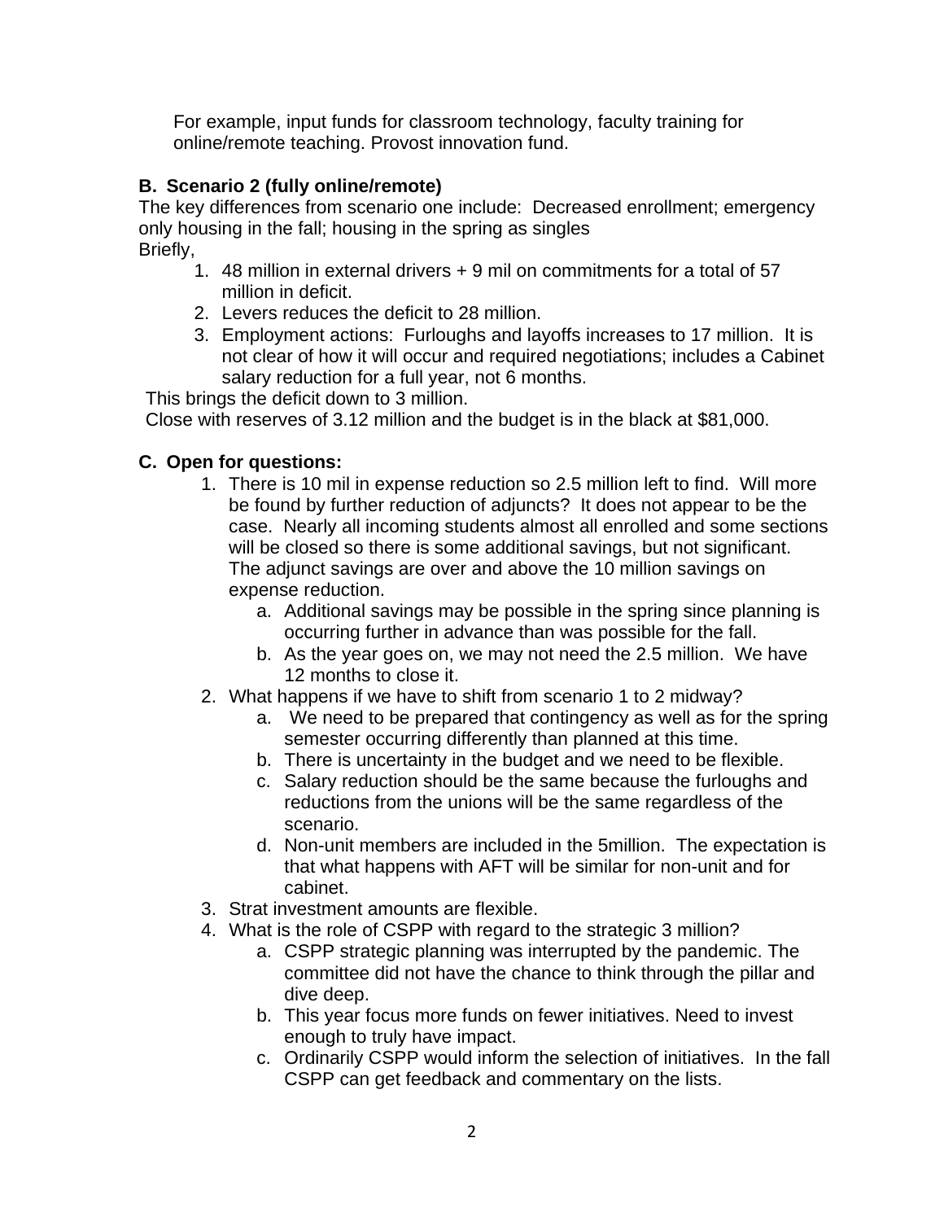For example, input funds for classroom technology, faculty training for online/remote teaching. Provost innovation fund.

**B. Scenario 2 (fully online/remote)**

The key differences from scenario one include: Decreased enrollment; emergency only housing in the fall; housing in the spring as singles

Briefly,

1. 48 million in external drivers + 9 mil on commitments for a total of 57 million in deficit.
2. Levers reduces the deficit to 28 million.
3. Employment actions: Furloughs and layoffs increases to 17 million. It is not clear of how it will occur and required negotiations; includes a Cabinet salary reduction for a full year, not 6 months.

This brings the deficit down to 3 million.

Close with reserves of 3.12 million and the budget is in the black at $81,000.

**C. Open for questions:**

1. There is 10 mil in expense reduction so 2.5 million left to find. Will more be found by further reduction of adjuncts? It does not appear to be the case. Nearly all incoming students almost all enrolled and some sections will be closed so there is some additional savings, but not significant. The adjunct savings are over and above the 10 million savings on expense reduction.
   a. Additional savings may be possible in the spring since planning is occurring further in advance than was possible for the fall.
   b. As the year goes on, we may not need the 2.5 million. We have 12 months to close it.
2. What happens if we have to shift from scenario 1 to 2 midway?
   a. We need to be prepared that contingency as well as for the spring semester occurring differently than planned at this time.
   b. There is uncertainty in the budget and we need to be flexible.
   c. Salary reduction should be the same because the furloughs and reductions from the unions will be the same regardless of the scenario.
   d. Non-unit members are included in the 5million. The expectation is that what happens with AFT will be similar for non-unit and for cabinet.
3. Strat investment amounts are flexible.
4. What is the role of CSPP with regard to the strategic 3 million?
   a. CSPP strategic planning was interrupted by the pandemic. The committee did not have the chance to think through the pillar and dive deep.
   b. This year focus more funds on fewer initiatives. Need to invest enough to truly have impact.
   c. Ordinarily CSPP would inform the selection of initiatives. In the fall CSPP can get feedback and commentary on the lists.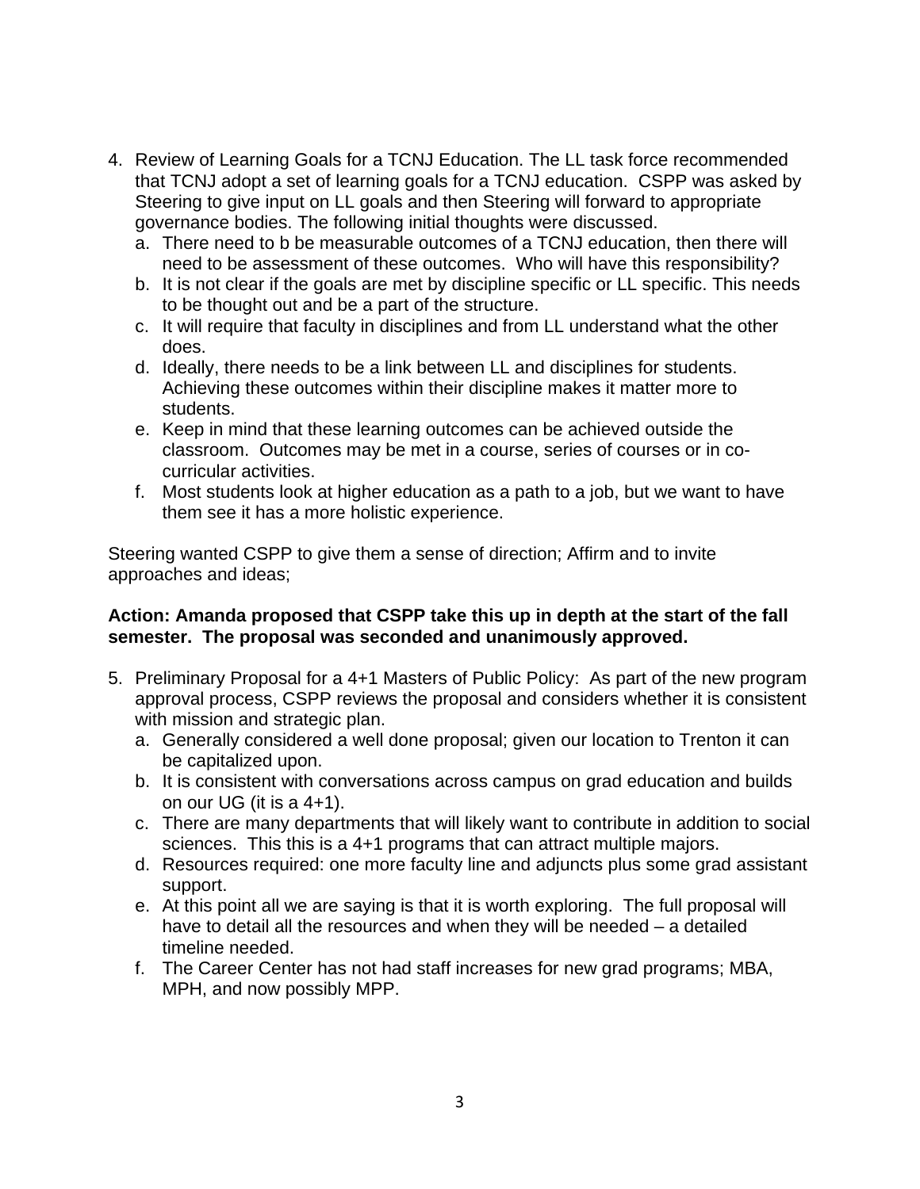4. Review of Learning Goals for a TCNJ Education. The LL task force recommended that TCNJ adopt a set of learning goals for a TCNJ education. CSPP was asked by Steering to give input on LL goals and then Steering will forward to appropriate governance bodies. The following initial thoughts were discussed.
   a. There need to b be measurable outcomes of a TCNJ education, then there will need to be assessment of these outcomes. Who will have this responsibility?
   b. It is not clear if the goals are met by discipline specific or LL specific. This needs to be thought out and be a part of the structure.
   c. It will require that faculty in disciplines and from LL understand what the other does.
   d. Ideally, there needs to be a link between LL and disciplines for students. Achieving these outcomes within their discipline makes it matter more to students.
   e. Keep in mind that these learning outcomes can be achieved outside the classroom. Outcomes may be met in a course, series of courses or in co-curricular activities.
   f. Most students look at higher education as a path to a job, but we want to have them see it has a more holistic experience.

Steering wanted CSPP to give them a sense of direction; Affirm and to invite approaches and ideas;

**Action: Amanda proposed that CSPP take this up in depth at the start of the fall semester. The proposal was seconded and unanimously approved.**

5. Preliminary Proposal for a 4+1 Masters of Public Policy: As part of the new program approval process, CSPP reviews the proposal and considers whether it is consistent with mission and strategic plan.
   a. Generally considered a well done proposal; given our location to Trenton it can be capitalized upon.
   b. It is consistent with conversations across campus on grad education and builds on our UG (it is a 4+1).
   c. There are many departments that will likely want to contribute in addition to social sciences. This this is a 4+1 programs that can attract multiple majors.
   d. Resources required: one more faculty line and adjuncts plus some grad assistant support.
   e. At this point all we are saying is that it is worth exploring. The full proposal will have to detail all the resources and when they will be needed – a detailed timeline needed.
   f. The Career Center has not had staff increases for new grad programs; MBA, MPH, and now possibly MPP.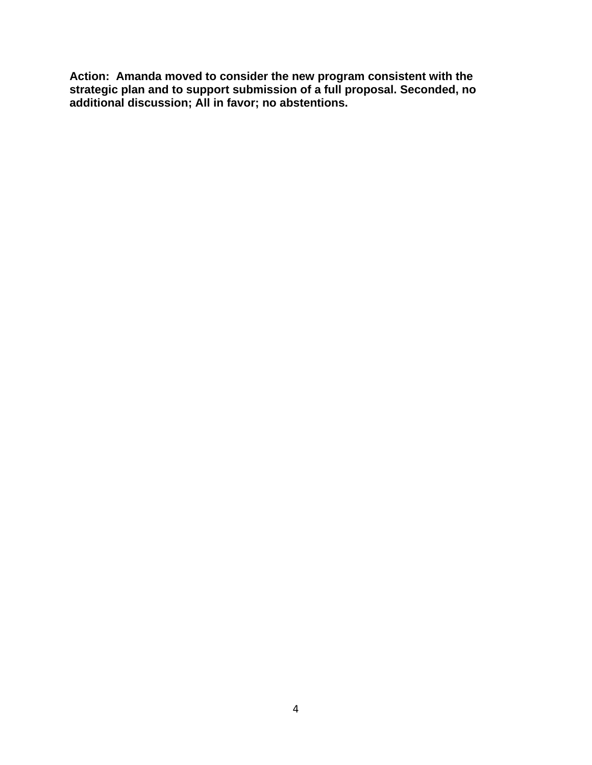**Action: Amanda moved to consider the new program consistent with the strategic plan and to support submission of a full proposal. Seconded, no additional discussion; All in favor; no abstentions.**